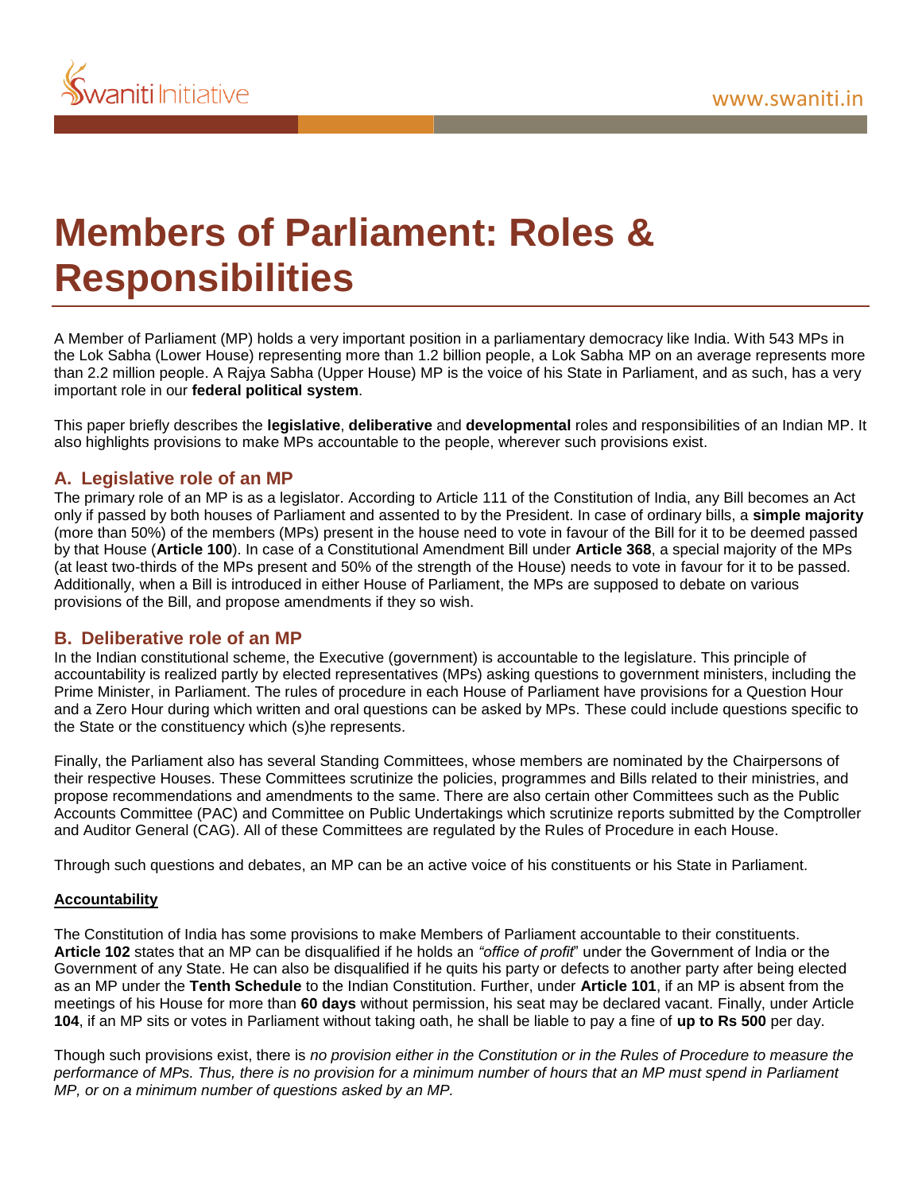# Members of Parliament: Roles & Responsibilities

A Member of Parliament (MP) holds a very important position in a parliamentary democracy like India. With 543 MPs in the Lok Sabha (Lower House) representing more than 1.2 billion people, a Lok Sabha MP on an average represents more than 2.2 million people. A Rajya Sabha (Upper House) MP is the voice of his State in Parliament, and as such, has a very important role in our **federal political system**.

This paper briefly describes the **legislative**, **deliberative** and **developmental** roles and responsibilities of an Indian MP. It also highlights provisions to make MPs accountable to the people, wherever such provisions exist.

## A. Legislative role of an MP

The primary role of an MP is as a legislator. According to Article 111 of the Constitution of India, any Bill becomes an Act only if passed by both houses of Parliament and assented to by the President. In case of ordinary bills, a **simple majority** (more than 50%) of the members (MPs) present in the house need to vote in favour of the Bill for it to be deemed passed by that House (**Article 100**). In case of a Constitutional Amendment Bill under **Article 368**, a special majority of the MPs (at least two-thirds of the MPs present and 50% of the strength of the House) needs to vote in favour for it to be passed. Additionally, when a Bill is introduced in either House of Parliament, the MPs are supposed to debate on various provisions of the Bill, and propose amendments if they so wish.

## B. Deliberative role of an MP

In the Indian constitutional scheme, the Executive (government) is accountable to the legislature. This principle of accountability is realized partly by elected representatives (MPs) asking questions to government ministers, including the Prime Minister, in Parliament. The rules of procedure in each House of Parliament have provisions for a Question Hour and a Zero Hour during which written and oral questions can be asked by MPs. These could include questions specific to the State or the constituency which (s)he represents.

Finally, the Parliament also has several Standing Committees, whose members are nominated by the Chairpersons of their respective Houses. These Committees scrutinize the policies, programmes and Bills related to their ministries, and propose recommendations and amendments to the same. There are also certain other Committees such as the Public Accounts Committee (PAC) and Committee on Public Undertakings which scrutinize reports submitted by the Comptroller and Auditor General (CAG). All of these Committees are regulated by the Rules of Procedure in each House.

Through such questions and debates, an MP can be an active voice of his constituents or his State in Parliament.

**Accountability**

The Constitution of India has some provisions to make Members of Parliament accountable to their constituents. **Article 102** states that an MP can be disqualified if he holds an *"office of profit"* under the Government of India or the Government of any State. He can also be disqualified if he quits his party or defects to another party after being elected as an MP under the **Tenth Schedule** to the Indian Constitution. Further, under **Article 101**, if an MP is absent from the meetings of his House for more than **60 days** without permission, his seat may be declared vacant. Finally, under Article **104**, if an MP sits or votes in Parliament without taking oath, he shall be liable to pay a fine of **up to Rs 500** per day.

Though such provisions exist, there is *no provision either in the Constitution or in the Rules of Procedure to measure the performance of MPs. Thus, there is no provision for a minimum number of hours that an MP must spend in Parliament MP, or on a minimum number of questions asked by an MP.*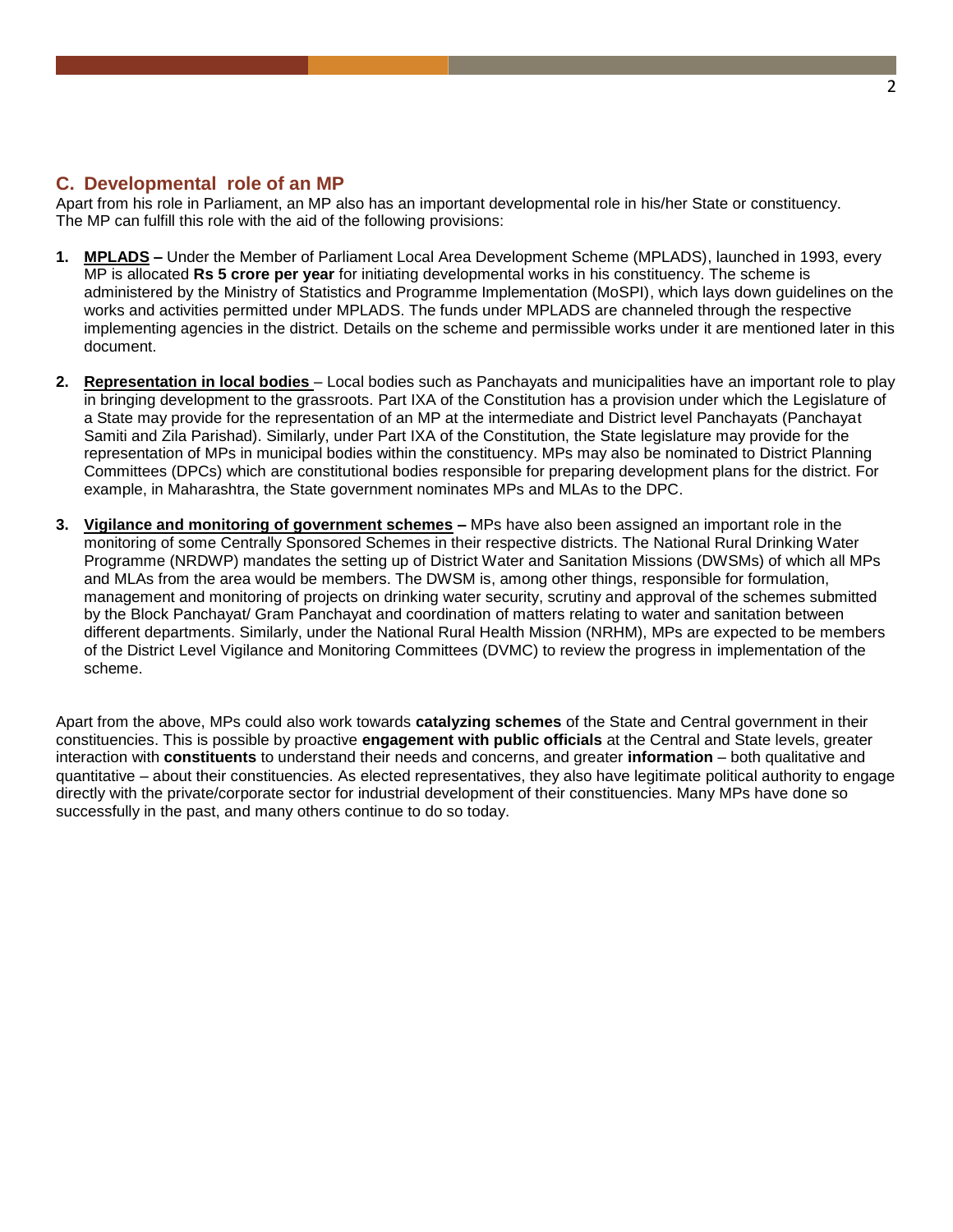## C. Developmental role of an MP

Apart from his role in Parliament, an MP also has an important developmental role in his/her State or constituency. The MP can fulfill this role with the aid of the following provisions:

1. **MPLADS –** Under the Member of Parliament Local Area Development Scheme (MPLADS), launched in 1993, every MP is allocated **Rs 5 crore per year** for initiating developmental works in his constituency. The scheme is administered by the Ministry of Statistics and Programme Implementation (MoSPI), which lays down guidelines on the works and activities permitted under MPLADS. The funds under MPLADS are channeled through the respective implementing agencies in the district. Details on the scheme and permissible works under it are mentioned later in this document.

2. **Representation in local bodies** – Local bodies such as Panchayats and municipalities have an important role to play in bringing development to the grassroots. Part IXA of the Constitution has a provision under which the Legislature of a State may provide for the representation of an MP at the intermediate and District level Panchayats (Panchayat Samiti and Zila Parishad). Similarly, under Part IXA of the Constitution, the State legislature may provide for the representation of MPs in municipal bodies within the constituency. MPs may also be nominated to District Planning Committees (DPCs) which are constitutional bodies responsible for preparing development plans for the district. For example, in Maharashtra, the State government nominates MPs and MLAs to the DPC.

3. **Vigilance and monitoring of government schemes –** MPs have also been assigned an important role in the monitoring of some Centrally Sponsored Schemes in their respective districts. The National Rural Drinking Water Programme (NRDWP) mandates the setting up of District Water and Sanitation Missions (DWSMs) of which all MPs and MLAs from the area would be members. The DWSM is, among other things, responsible for formulation, management and monitoring of projects on drinking water security, scrutiny and approval of the schemes submitted by the Block Panchayat/ Gram Panchayat and coordination of matters relating to water and sanitation between different departments. Similarly, under the National Rural Health Mission (NRHM), MPs are expected to be members of the District Level Vigilance and Monitoring Committees (DVMC) to review the progress in implementation of the scheme.

Apart from the above, MPs could also work towards **catalyzing schemes** of the State and Central government in their constituencies. This is possible by proactive **engagement with public officials** at the Central and State levels, greater interaction with **constituents** to understand their needs and concerns, and greater **information** – both qualitative and quantitative – about their constituencies. As elected representatives, they also have legitimate political authority to engage directly with the private/corporate sector for industrial development of their constituencies. Many MPs have done so successfully in the past, and many others continue to do so today.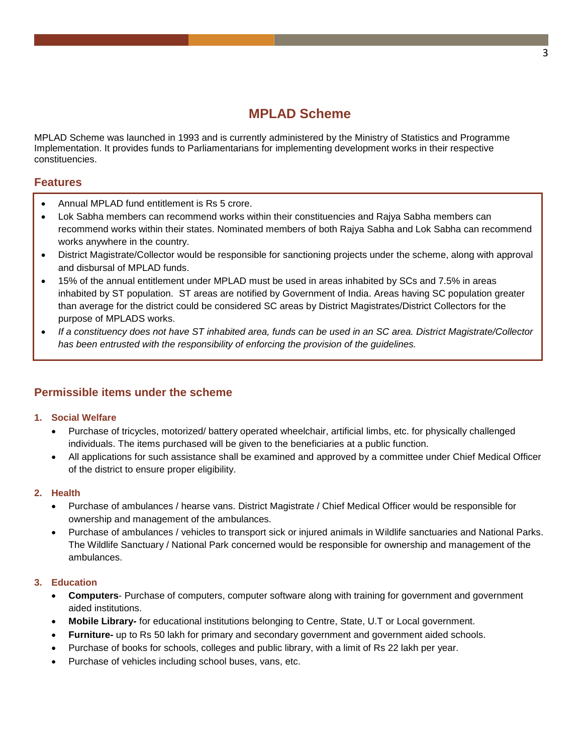# MPLAD Scheme

MPLAD Scheme was launched in 1993 and is currently administered by the Ministry of Statistics and Programme Implementation. It provides funds to Parliamentarians for implementing development works in their respective constituencies.

## Features

- Annual MPLAD fund entitlement is Rs 5 crore.
- Lok Sabha members can recommend works within their constituencies and Rajya Sabha members can recommend works within their states. Nominated members of both Rajya Sabha and Lok Sabha can recommend works anywhere in the country.
- District Magistrate/Collector would be responsible for sanctioning projects under the scheme, along with approval and disbursal of MPLAD funds.
- 15% of the annual entitlement under MPLAD must be used in areas inhabited by SCs and 7.5% in areas inhabited by ST population. ST areas are notified by Government of India. Areas having SC population greater than average for the district could be considered SC areas by District Magistrates/District Collectors for the purpose of MPLADS works.
- *If a constituency does not have ST inhabited area, funds can be used in an SC area. District Magistrate/Collector has been entrusted with the responsibility of enforcing the provision of the guidelines.*

## Permissible items under the scheme

### 1. Social Welfare

- Purchase of tricycles, motorized/ battery operated wheelchair, artificial limbs, etc. for physically challenged individuals. The items purchased will be given to the beneficiaries at a public function.
- All applications for such assistance shall be examined and approved by a committee under Chief Medical Officer of the district to ensure proper eligibility.

### 2. Health

- Purchase of ambulances / hearse vans. District Magistrate / Chief Medical Officer would be responsible for ownership and management of the ambulances.
- Purchase of ambulances / vehicles to transport sick or injured animals in Wildlife sanctuaries and National Parks. The Wildlife Sanctuary / National Park concerned would be responsible for ownership and management of the ambulances.

### 3. Education

- **Computers**- Purchase of computers, computer software along with training for government and government aided institutions.
- **Mobile Library-** for educational institutions belonging to Centre, State, U.T or Local government.
- **Furniture-** up to Rs 50 lakh for primary and secondary government and government aided schools.
- Purchase of books for schools, colleges and public library, with a limit of Rs 22 lakh per year.
- Purchase of vehicles including school buses, vans, etc.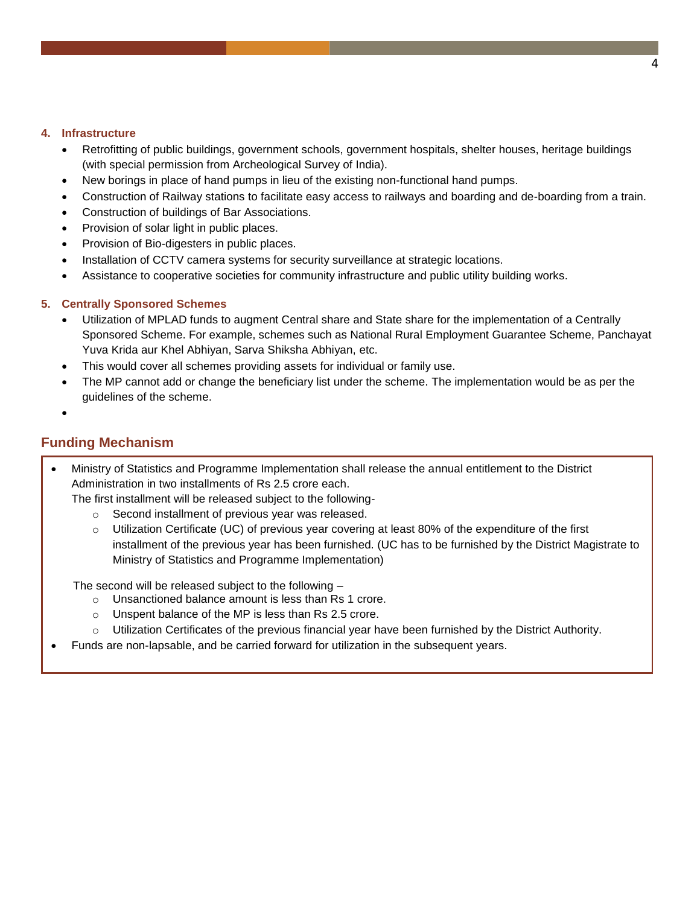4. **Infrastructure**
   - Retrofitting of public buildings, government schools, government hospitals, shelter houses, heritage buildings (with special permission from Archeological Survey of India).
   - New borings in place of hand pumps in lieu of the existing non-functional hand pumps.
   - Construction of Railway stations to facilitate easy access to railways and boarding and de-boarding from a train.
   - Construction of buildings of Bar Associations.
   - Provision of solar light in public places.
   - Provision of Bio-digesters in public places.
   - Installation of CCTV camera systems for security surveillance at strategic locations.
   - Assistance to cooperative societies for community infrastructure and public utility building works.

5. **Centrally Sponsored Schemes**
   - Utilization of MPLAD funds to augment Central share and State share for the implementation of a Centrally Sponsored Scheme. For example, schemes such as National Rural Employment Guarantee Scheme, Panchayat Yuva Krida aur Khel Abhiyan, Sarva Shiksha Abhiyan, etc.
   - This would cover all schemes providing assets for individual or family use.
   - The MP cannot add or change the beneficiary list under the scheme. The implementation would be as per the guidelines of the scheme.
   -

## Funding Mechanism

- Ministry of Statistics and Programme Implementation shall release the annual entitlement to the District Administration in two installments of Rs 2.5 crore each.
  The first installment will be released subject to the following-
  - Second installment of previous year was released.
  - Utilization Certificate (UC) of previous year covering at least 80% of the expenditure of the first installment of the previous year has been furnished. (UC has to be furnished by the District Magistrate to Ministry of Statistics and Programme Implementation)

  The second will be released subject to the following –
  - Unsanctioned balance amount is less than Rs 1 crore.
  - Unspent balance of the MP is less than Rs 2.5 crore.
  - Utilization Certificates of the previous financial year have been furnished by the District Authority.
- Funds are non-lapsable, and be carried forward for utilization in the subsequent years.